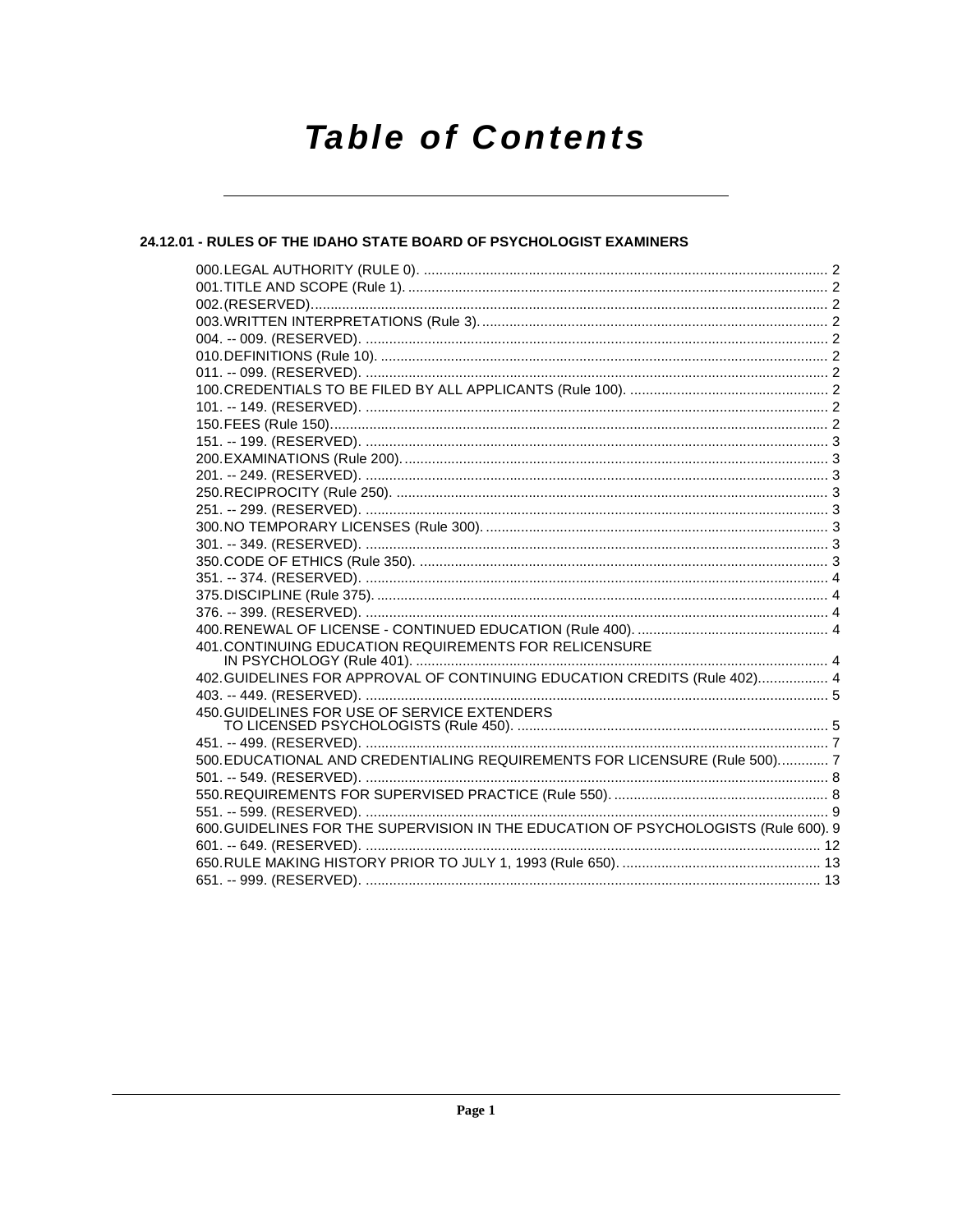# Table of Contents

## 24.12.01 - RULES OF THE IDAHO STATE BOARD OF PSYCHOLOGIST EXAMINERS

000. LEGAL AUTHORITY (RULE 0). ........................................................................................................ 2
001. TITLE AND SCOPE (Rule 1). ........................................................................................................... 2
002. (RESERVED). .................................................................................................................................... 2
003. WRITTEN INTERPRETATIONS (Rule 3). ......................................................................................... 2
004. -- 009. (RESERVED). ....................................................................................................................... 2
010. DEFINITIONS (Rule 10). .................................................................................................................. 2
011. -- 099. (RESERVED). ....................................................................................................................... 2
100. CREDENTIALS TO BE FILED BY ALL APPLICANTS (Rule 100). ................................................... 2
101. -- 149. (RESERVED). ....................................................................................................................... 2
150. FEES (Rule 150). .............................................................................................................................. 2
151. -- 199. (RESERVED). ....................................................................................................................... 3
200. EXAMINATIONS (Rule 200). ............................................................................................................ 3
201. -- 249. (RESERVED). ....................................................................................................................... 3
250. RECIPROCITY (Rule 250). ............................................................................................................... 3
251. -- 299. (RESERVED). ....................................................................................................................... 3
300. NO TEMPORARY LICENSES (Rule 300). ........................................................................................ 3
301. -- 349. (RESERVED). ....................................................................................................................... 3
350. CODE OF ETHICS (Rule 350). ......................................................................................................... 3
351. -- 374. (RESERVED). ....................................................................................................................... 4
375. DISCIPLINE (Rule 375). .................................................................................................................... 4
376. -- 399. (RESERVED). ....................................................................................................................... 4
400. RENEWAL OF LICENSE - CONTINUED EDUCATION (Rule 400). ................................................. 4
401. CONTINUING EDUCATION REQUIREMENTS FOR RELICENSURE IN PSYCHOLOGY (Rule 401). ......................................................................................................... 4
402. GUIDELINES FOR APPROVAL OF CONTINUING EDUCATION CREDITS (Rule 402). ................. 4
403. -- 449. (RESERVED). ....................................................................................................................... 5
450. GUIDELINES FOR USE OF SERVICE EXTENDERS TO LICENSED PSYCHOLOGISTS (Rule 450). ................................................................................ 5
451. -- 499. (RESERVED). ....................................................................................................................... 7
500. EDUCATIONAL AND CREDENTIALING REQUIREMENTS FOR LICENSURE (Rule 500). ............ 7
501. -- 549. (RESERVED). ....................................................................................................................... 8
550. REQUIREMENTS FOR SUPERVISED PRACTICE (Rule 550). ....................................................... 8
551. -- 599. (RESERVED). ....................................................................................................................... 9
600. GUIDELINES FOR THE SUPERVISION IN THE EDUCATION OF PSYCHOLOGISTS (Rule 600). 9
601. -- 649. (RESERVED). ..................................................................................................................... 12
650. RULE MAKING HISTORY PRIOR TO JULY 1, 1993 (Rule 650). ................................................... 13
651. -- 999. (RESERVED). ..................................................................................................................... 13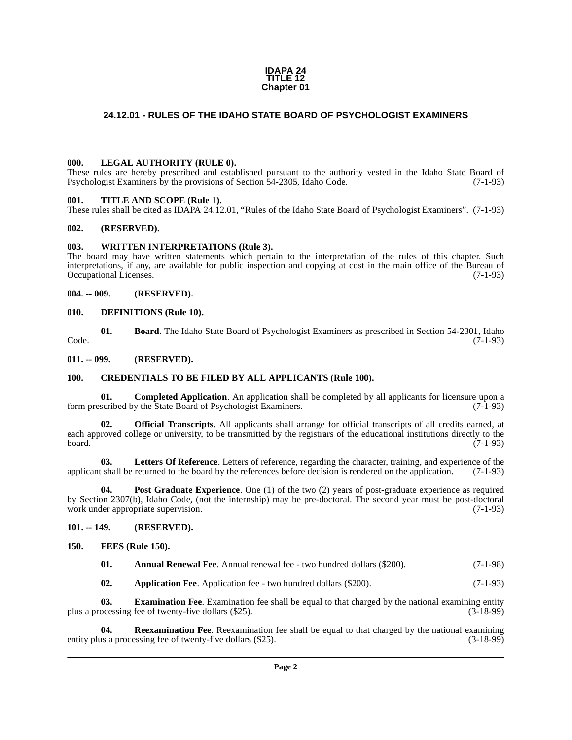**IDAPA 24**
**TITLE 12**
**Chapter 01**

# 24.12.01 - RULES OF THE IDAHO STATE BOARD OF PSYCHOLOGIST EXAMINERS

## 000. LEGAL AUTHORITY (RULE 0).

These rules are hereby prescribed and established pursuant to the authority vested in the Idaho State Board of Psychologist Examiners by the provisions of Section 54-2305, Idaho Code. (7-1-93)

## 001. TITLE AND SCOPE (Rule 1).

These rules shall be cited as IDAPA 24.12.01, "Rules of the Idaho State Board of Psychologist Examiners". (7-1-93)

## 002. (RESERVED).

## 003. WRITTEN INTERPRETATIONS (Rule 3).

The board may have written statements which pertain to the interpretation of the rules of this chapter. Such interpretations, if any, are available for public inspection and copying at cost in the main office of the Bureau of Occupational Licenses. (7-1-93)

## 004. -- 009. (RESERVED).

## 010. DEFINITIONS (Rule 10).

**01. Board**. The Idaho State Board of Psychologist Examiners as prescribed in Section 54-2301, Idaho Code. (7-1-93)

## 011. -- 099. (RESERVED).

## 100. CREDENTIALS TO BE FILED BY ALL APPLICANTS (Rule 100).

**01. Completed Application**. An application shall be completed by all applicants for licensure upon a form prescribed by the State Board of Psychologist Examiners. (7-1-93)

**02. Official Transcripts**. All applicants shall arrange for official transcripts of all credits earned, at each approved college or university, to be transmitted by the registrars of the educational institutions directly to the board. (7-1-93)

**03. Letters Of Reference**. Letters of reference, regarding the character, training, and experience of the applicant shall be returned to the board by the references before decision is rendered on the application. (7-1-93)

**04. Post Graduate Experience**. One (1) of the two (2) years of post-graduate experience as required by Section 2307(b), Idaho Code, (not the internship) may be pre-doctoral. The second year must be post-doctoral work under appropriate supervision. (7-1-93)

## 101. -- 149. (RESERVED).

## 150. FEES (Rule 150).

**01. Annual Renewal Fee**. Annual renewal fee - two hundred dollars ($200). (7-1-98)

**02. Application Fee**. Application fee - two hundred dollars ($200). (7-1-93)

**03. Examination Fee**. Examination fee shall be equal to that charged by the national examining entity plus a processing fee of twenty-five dollars ($25). (3-18-99)

**04. Reexamination Fee**. Reexamination fee shall be equal to that charged by the national examining entity plus a processing fee of twenty-five dollars ($25). (3-18-99)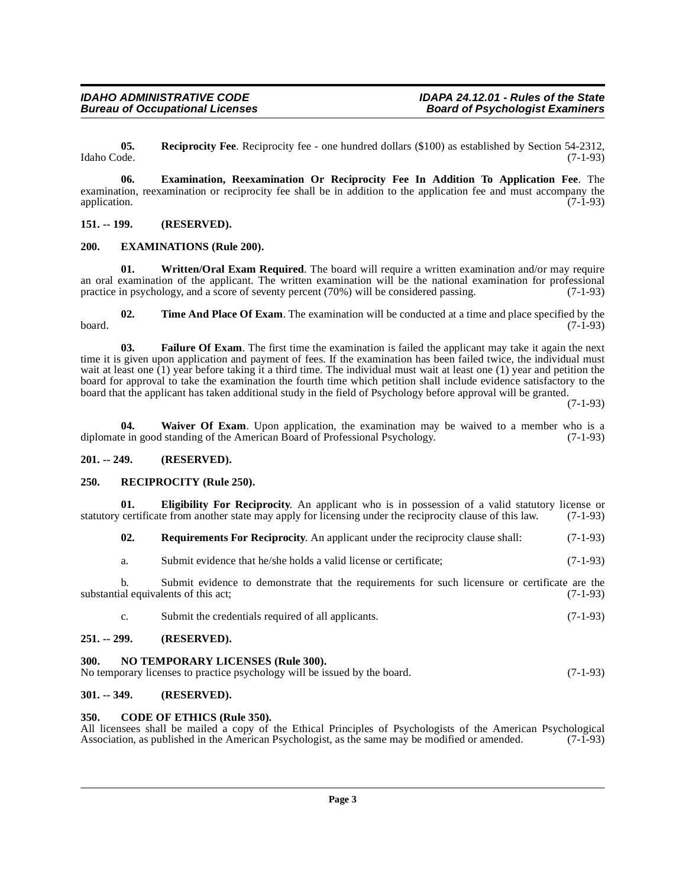**05. Reciprocity Fee**. Reciprocity fee - one hundred dollars ($100) as established by Section 54-2312, Idaho Code. (7-1-93)

**06. Examination, Reexamination Or Reciprocity Fee In Addition To Application Fee**. The examination, reexamination or reciprocity fee shall be in addition to the application fee and must accompany the application. (7-1-93)

## 151. -- 199. (RESERVED).

## 200. EXAMINATIONS (Rule 200).

**01. Written/Oral Exam Required**. The board will require a written examination and/or may require an oral examination of the applicant. The written examination will be the national examination for professional practice in psychology, and a score of seventy percent (70%) will be considered passing. (7-1-93)

**02. Time And Place Of Exam**. The examination will be conducted at a time and place specified by the board. (7-1-93)

**03. Failure Of Exam**. The first time the examination is failed the applicant may take it again the next time it is given upon application and payment of fees. If the examination has been failed twice, the individual must wait at least one (1) year before taking it a third time. The individual must wait at least one (1) year and petition the board for approval to take the examination the fourth time which petition shall include evidence satisfactory to the board that the applicant has taken additional study in the field of Psychology before approval will be granted. (7-1-93)

**04. Waiver Of Exam**. Upon application, the examination may be waived to a member who is a diplomate in good standing of the American Board of Professional Psychology. (7-1-93)

## 201. -- 249. (RESERVED).

## 250. RECIPROCITY (Rule 250).

**01. Eligibility For Reciprocity**. An applicant who is in possession of a valid statutory license or statutory certificate from another state may apply for licensing under the reciprocity clause of this law. (7-1-93)

**02. Requirements For Reciprocity**. An applicant under the reciprocity clause shall: (7-1-93)

a. Submit evidence that he/she holds a valid license or certificate; (7-1-93)

b. Submit evidence to demonstrate that the requirements for such licensure or certificate are the substantial equivalents of this act; (7-1-93)

c. Submit the credentials required of all applicants. (7-1-93)

## 251. -- 299. (RESERVED).

## 300. NO TEMPORARY LICENSES (Rule 300).

No temporary licenses to practice psychology will be issued by the board. (7-1-93)

## 301. -- 349. (RESERVED).

## 350. CODE OF ETHICS (Rule 350).

All licensees shall be mailed a copy of the Ethical Principles of Psychologists of the American Psychological Association, as published in the American Psychologist, as the same may be modified or amended. (7-1-93)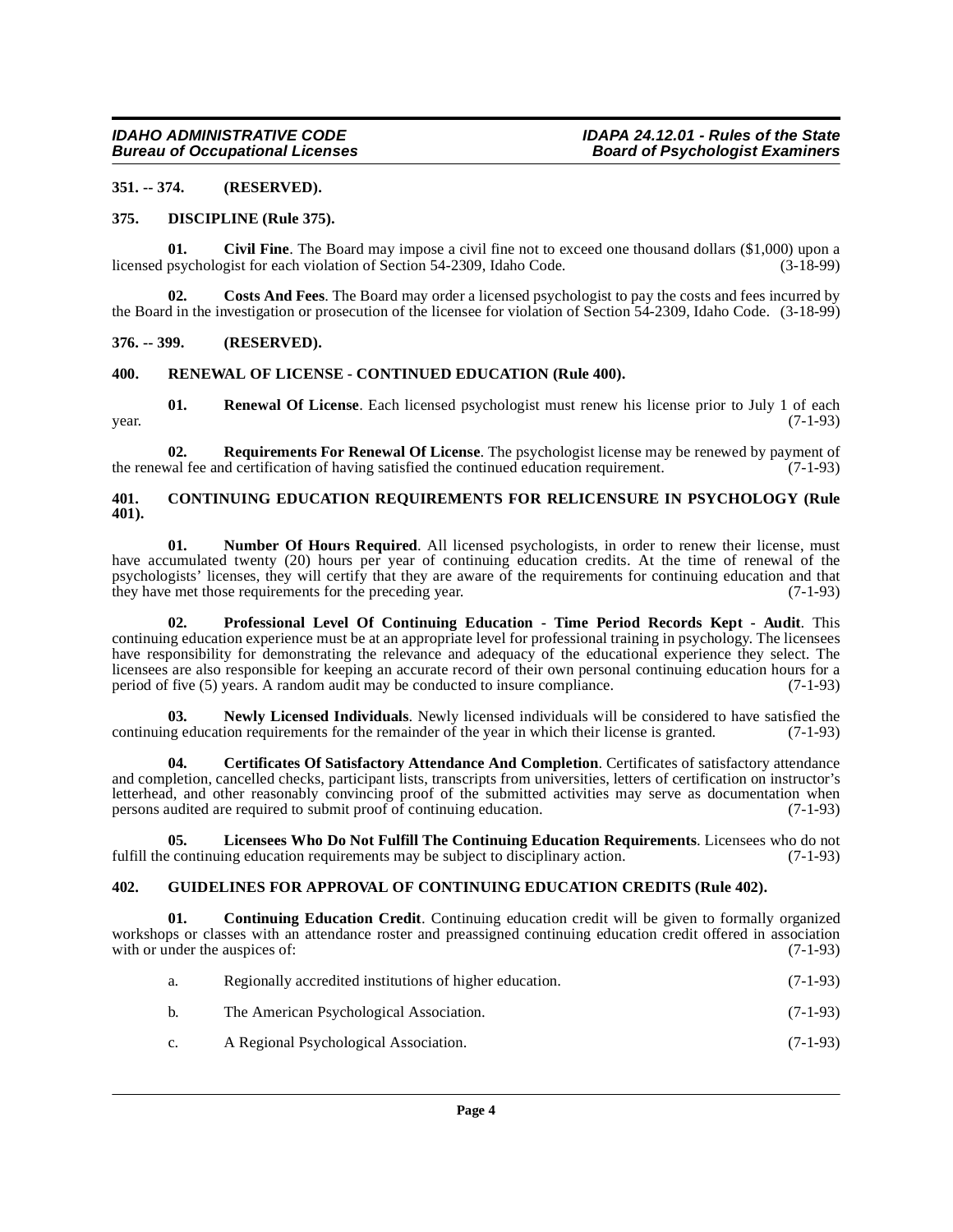### 351. -- 374. (RESERVED).

### 375. DISCIPLINE (Rule 375).

**01. Civil Fine**. The Board may impose a civil fine not to exceed one thousand dollars ($1,000) upon a licensed psychologist for each violation of Section 54-2309, Idaho Code. (3-18-99)

**02. Costs And Fees**. The Board may order a licensed psychologist to pay the costs and fees incurred by the Board in the investigation or prosecution of the licensee for violation of Section 54-2309, Idaho Code. (3-18-99)

### 376. -- 399. (RESERVED).

### 400. RENEWAL OF LICENSE - CONTINUED EDUCATION (Rule 400).

**01. Renewal Of License**. Each licensed psychologist must renew his license prior to July 1 of each year. (7-1-93)

**02. Requirements For Renewal Of License**. The psychologist license may be renewed by payment of the renewal fee and certification of having satisfied the continued education requirement. (7-1-93)

### 401. CONTINUING EDUCATION REQUIREMENTS FOR RELICENSURE IN PSYCHOLOGY (Rule 401).

**01. Number Of Hours Required**. All licensed psychologists, in order to renew their license, must have accumulated twenty (20) hours per year of continuing education credits. At the time of renewal of the psychologists' licenses, they will certify that they are aware of the requirements for continuing education and that they have met those requirements for the preceding year. (7-1-93)

**02. Professional Level Of Continuing Education - Time Period Records Kept - Audit**. This continuing education experience must be at an appropriate level for professional training in psychology. The licensees have responsibility for demonstrating the relevance and adequacy of the educational experience they select. The licensees are also responsible for keeping an accurate record of their own personal continuing education hours for a period of five (5) years. A random audit may be conducted to insure compliance. (7-1-93)

**03. Newly Licensed Individuals**. Newly licensed individuals will be considered to have satisfied the continuing education requirements for the remainder of the year in which their license is granted. (7-1-93)

**04. Certificates Of Satisfactory Attendance And Completion**. Certificates of satisfactory attendance and completion, cancelled checks, participant lists, transcripts from universities, letters of certification on instructor's letterhead, and other reasonably convincing proof of the submitted activities may serve as documentation when persons audited are required to submit proof of continuing education. (7-1-93)

**05. Licensees Who Do Not Fulfill The Continuing Education Requirements**. Licensees who do not fulfill the continuing education requirements may be subject to disciplinary action. (7-1-93)

### 402. GUIDELINES FOR APPROVAL OF CONTINUING EDUCATION CREDITS (Rule 402).

**01. Continuing Education Credit**. Continuing education credit will be given to formally organized workshops or classes with an attendance roster and preassigned continuing education credit offered in association with or under the auspices of: (7-1-93)

a. Regionally accredited institutions of higher education. (7-1-93)

b. The American Psychological Association. (7-1-93)

c. A Regional Psychological Association. (7-1-93)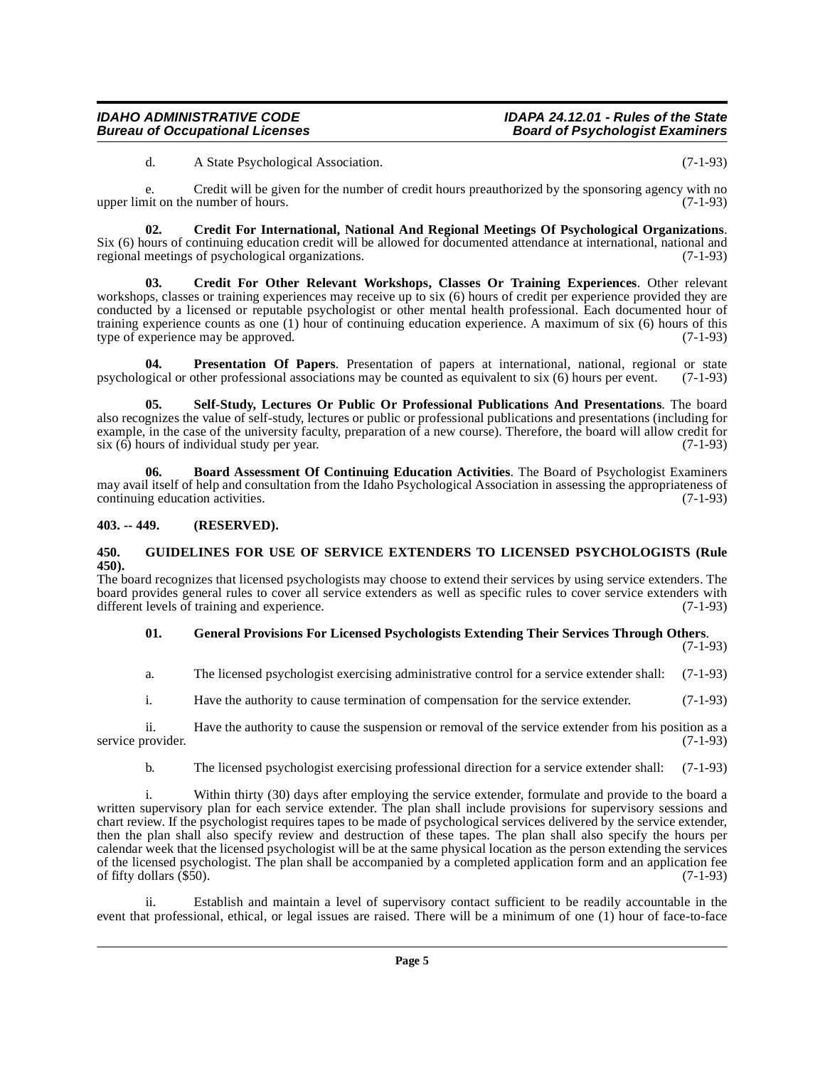d. A State Psychological Association. (7-1-93)

e. Credit will be given for the number of credit hours preauthorized by the sponsoring agency with no upper limit on the number of hours. (7-1-93)

**02. Credit For International, National And Regional Meetings Of Psychological Organizations**. Six (6) hours of continuing education credit will be allowed for documented attendance at international, national and regional meetings of psychological organizations. (7-1-93)

**03. Credit For Other Relevant Workshops, Classes Or Training Experiences**. Other relevant workshops, classes or training experiences may receive up to six (6) hours of credit per experience provided they are conducted by a licensed or reputable psychologist or other mental health professional. Each documented hour of training experience counts as one (1) hour of continuing education experience. A maximum of six (6) hours of this type of experience may be approved. (7-1-93)

**04. Presentation Of Papers**. Presentation of papers at international, national, regional or state psychological or other professional associations may be counted as equivalent to six (6) hours per event. (7-1-93)

**05. Self-Study, Lectures Or Public Or Professional Publications And Presentations**. The board also recognizes the value of self-study, lectures or public or professional publications and presentations (including for example, in the case of the university faculty, preparation of a new course). Therefore, the board will allow credit for six (6) hours of individual study per year. (7-1-93)

**06. Board Assessment Of Continuing Education Activities**. The Board of Psychologist Examiners may avail itself of help and consultation from the Idaho Psychological Association in assessing the appropriateness of continuing education activities. (7-1-93)

### 403. -- 449. (RESERVED).

### 450. GUIDELINES FOR USE OF SERVICE EXTENDERS TO LICENSED PSYCHOLOGISTS (Rule 450).

The board recognizes that licensed psychologists may choose to extend their services by using service extenders. The board provides general rules to cover all service extenders as well as specific rules to cover service extenders with different levels of training and experience. (7-1-93)

**01. General Provisions For Licensed Psychologists Extending Their Services Through Others**. (7-1-93)

a. The licensed psychologist exercising administrative control for a service extender shall: (7-1-93)

i. Have the authority to cause termination of compensation for the service extender. (7-1-93)

ii. Have the authority to cause the suspension or removal of the service extender from his position as a service provider. (7-1-93)

b. The licensed psychologist exercising professional direction for a service extender shall: (7-1-93)

i. Within thirty (30) days after employing the service extender, formulate and provide to the board a written supervisory plan for each service extender. The plan shall include provisions for supervisory sessions and chart review. If the psychologist requires tapes to be made of psychological services delivered by the service extender, then the plan shall also specify review and destruction of these tapes. The plan shall also specify the hours per calendar week that the licensed psychologist will be at the same physical location as the person extending the services of the licensed psychologist. The plan shall be accompanied by a completed application form and an application fee of fifty dollars ($50). (7-1-93)

ii. Establish and maintain a level of supervisory contact sufficient to be readily accountable in the event that professional, ethical, or legal issues are raised. There will be a minimum of one (1) hour of face-to-face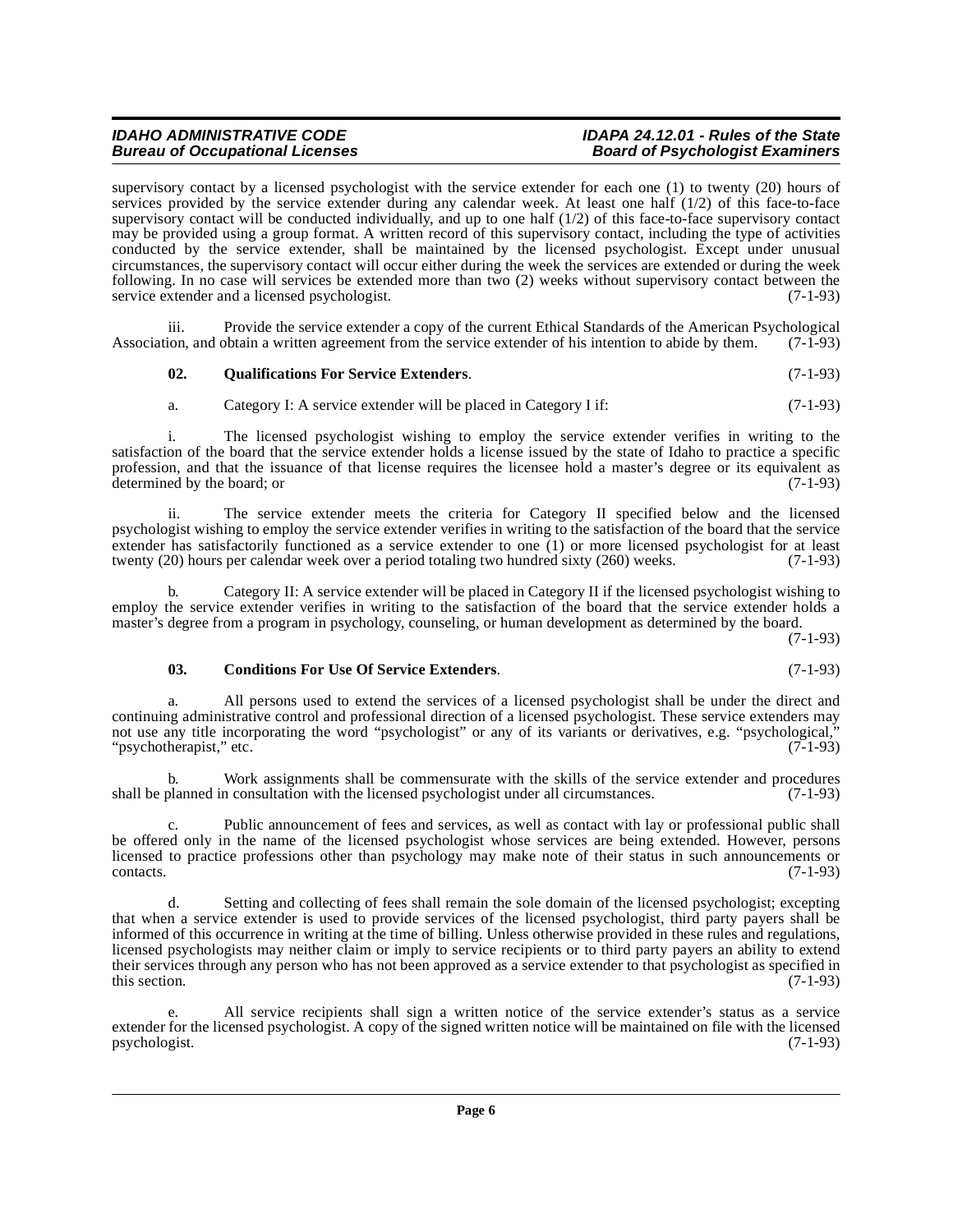supervisory contact by a licensed psychologist with the service extender for each one (1) to twenty (20) hours of services provided by the service extender during any calendar week. At least one half (1/2) of this face-to-face supervisory contact will be conducted individually, and up to one half (1/2) of this face-to-face supervisory contact may be provided using a group format. A written record of this supervisory contact, including the type of activities conducted by the service extender, shall be maintained by the licensed psychologist. Except under unusual circumstances, the supervisory contact will occur either during the week the services are extended or during the week following. In no case will services be extended more than two (2) weeks without supervisory contact between the service extender and a licensed psychologist. (7-1-93)

iii. Provide the service extender a copy of the current Ethical Standards of the American Psychological Association, and obtain a written agreement from the service extender of his intention to abide by them. (7-1-93)

**02. Qualifications For Service Extenders**. (7-1-93)

a. Category I: A service extender will be placed in Category I if: (7-1-93)

i. The licensed psychologist wishing to employ the service extender verifies in writing to the satisfaction of the board that the service extender holds a license issued by the state of Idaho to practice a specific profession, and that the issuance of that license requires the licensee hold a master's degree or its equivalent as determined by the board; or (7-1-93)

ii. The service extender meets the criteria for Category II specified below and the licensed psychologist wishing to employ the service extender verifies in writing to the satisfaction of the board that the service extender has satisfactorily functioned as a service extender to one (1) or more licensed psychologist for at least twenty (20) hours per calendar week over a period totaling two hundred sixty (260) weeks. (7-1-93)

b. Category II: A service extender will be placed in Category II if the licensed psychologist wishing to employ the service extender verifies in writing to the satisfaction of the board that the service extender holds a master's degree from a program in psychology, counseling, or human development as determined by the board. (7-1-93)

**03. Conditions For Use Of Service Extenders**. (7-1-93)

a. All persons used to extend the services of a licensed psychologist shall be under the direct and continuing administrative control and professional direction of a licensed psychologist. These service extenders may not use any title incorporating the word "psychologist" or any of its variants or derivatives, e.g. "psychological," "psychotherapist," etc. (7-1-93)

b. Work assignments shall be commensurate with the skills of the service extender and procedures shall be planned in consultation with the licensed psychologist under all circumstances. (7-1-93)

c. Public announcement of fees and services, as well as contact with lay or professional public shall be offered only in the name of the licensed psychologist whose services are being extended. However, persons licensed to practice professions other than psychology may make note of their status in such announcements or contacts. (7-1-93)

d. Setting and collecting of fees shall remain the sole domain of the licensed psychologist; excepting that when a service extender is used to provide services of the licensed psychologist, third party payers shall be informed of this occurrence in writing at the time of billing. Unless otherwise provided in these rules and regulations, licensed psychologists may neither claim or imply to service recipients or to third party payers an ability to extend their services through any person who has not been approved as a service extender to that psychologist as specified in this section. (7-1-93)

e. All service recipients shall sign a written notice of the service extender's status as a service extender for the licensed psychologist. A copy of the signed written notice will be maintained on file with the licensed psychologist. (7-1-93)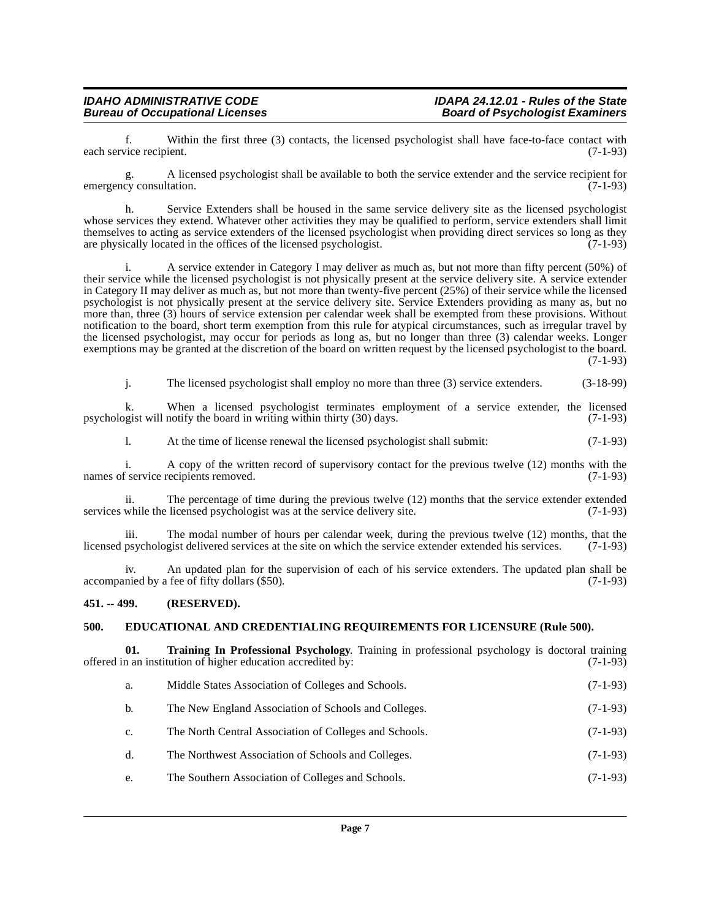f. Within the first three (3) contacts, the licensed psychologist shall have face-to-face contact with each service recipient. (7-1-93)

g. A licensed psychologist shall be available to both the service extender and the service recipient for emergency consultation. (7-1-93)

h. Service Extenders shall be housed in the same service delivery site as the licensed psychologist whose services they extend. Whatever other activities they may be qualified to perform, service extenders shall limit themselves to acting as service extenders of the licensed psychologist when providing direct services so long as they are physically located in the offices of the licensed psychologist. (7-1-93)

i. A service extender in Category I may deliver as much as, but not more than fifty percent (50%) of their service while the licensed psychologist is not physically present at the service delivery site. A service extender in Category II may deliver as much as, but not more than twenty-five percent (25%) of their service while the licensed psychologist is not physically present at the service delivery site. Service Extenders providing as many as, but no more than, three (3) hours of service extension per calendar week shall be exempted from these provisions. Without notification to the board, short term exemption from this rule for atypical circumstances, such as irregular travel by the licensed psychologist, may occur for periods as long as, but no longer than three (3) calendar weeks. Longer exemptions may be granted at the discretion of the board on written request by the licensed psychologist to the board. (7-1-93)

j. The licensed psychologist shall employ no more than three (3) service extenders. (3-18-99)

k. When a licensed psychologist terminates employment of a service extender, the licensed psychologist will notify the board in writing within thirty (30) days. (7-1-93)

l. At the time of license renewal the licensed psychologist shall submit: (7-1-93)

i. A copy of the written record of supervisory contact for the previous twelve (12) months with the names of service recipients removed. (7-1-93)

ii. The percentage of time during the previous twelve (12) months that the service extender extended services while the licensed psychologist was at the service delivery site. (7-1-93)

iii. The modal number of hours per calendar week, during the previous twelve (12) months, that the licensed psychologist delivered services at the site on which the service extender extended his services. (7-1-93)

iv. An updated plan for the supervision of each of his service extenders. The updated plan shall be accompanied by a fee of fifty dollars ($50). (7-1-93)

## 451. -- 499. (RESERVED).

## 500. EDUCATIONAL AND CREDENTIALING REQUIREMENTS FOR LICENSURE (Rule 500).

**01. Training In Professional Psychology**. Training in professional psychology is doctoral training offered in an institution of higher education accredited by: (7-1-93)

a. Middle States Association of Colleges and Schools. (7-1-93)

b. The New England Association of Schools and Colleges. (7-1-93)

c. The North Central Association of Colleges and Schools. (7-1-93)

d. The Northwest Association of Schools and Colleges. (7-1-93)

e. The Southern Association of Colleges and Schools. (7-1-93)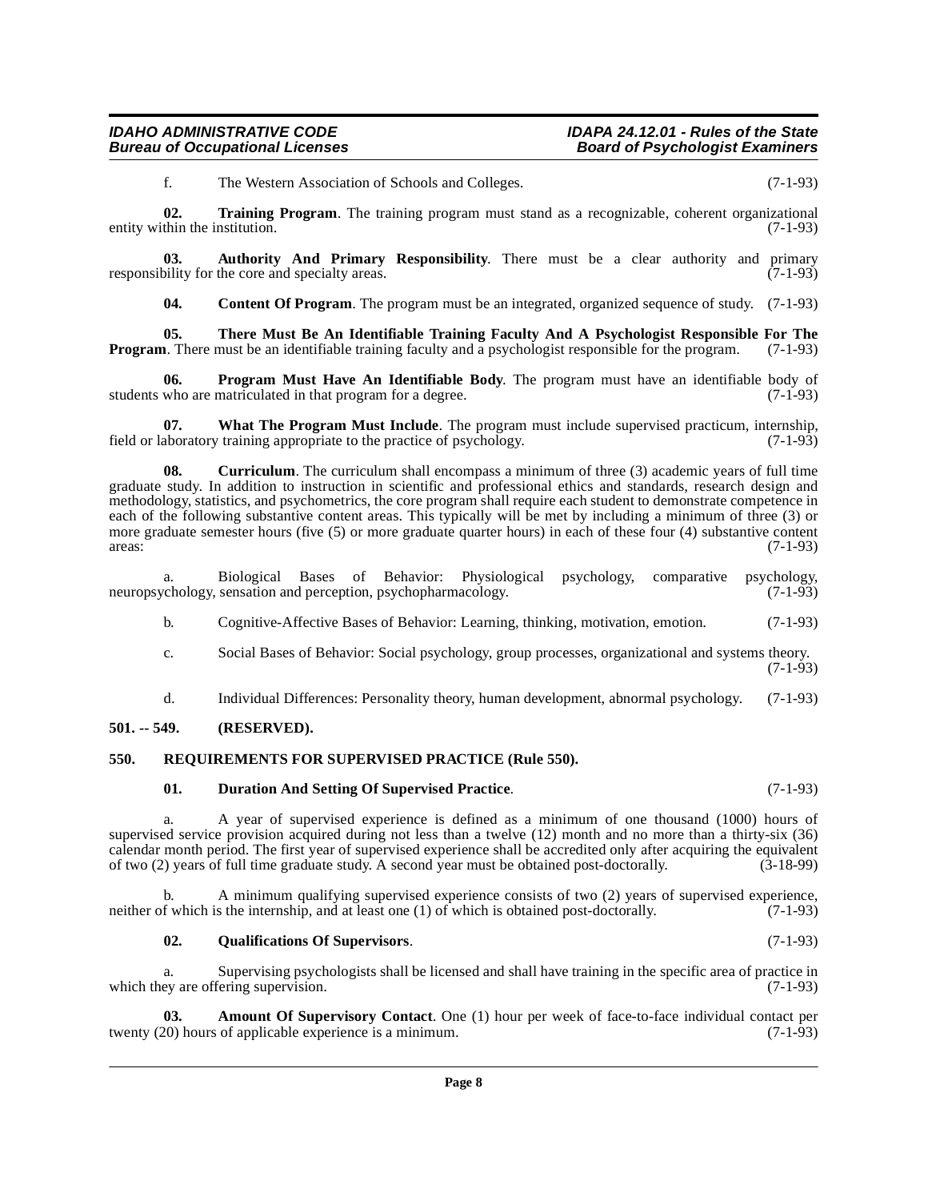f. The Western Association of Schools and Colleges. (7-1-93)

**02. Training Program**. The training program must stand as a recognizable, coherent organizational entity within the institution. (7-1-93)

**03. Authority And Primary Responsibility**. There must be a clear authority and primary responsibility for the core and specialty areas. (7-1-93)

**04. Content Of Program**. The program must be an integrated, organized sequence of study. (7-1-93)

**05. There Must Be An Identifiable Training Faculty And A Psychologist Responsible For The Program**. There must be an identifiable training faculty and a psychologist responsible for the program. (7-1-93)

**06. Program Must Have An Identifiable Body**. The program must have an identifiable body of students who are matriculated in that program for a degree. (7-1-93)

**07. What The Program Must Include**. The program must include supervised practicum, internship, field or laboratory training appropriate to the practice of psychology. (7-1-93)

**08. Curriculum**. The curriculum shall encompass a minimum of three (3) academic years of full time graduate study. In addition to instruction in scientific and professional ethics and standards, research design and methodology, statistics, and psychometrics, the core program shall require each student to demonstrate competence in each of the following substantive content areas. This typically will be met by including a minimum of three (3) or more graduate semester hours (five (5) or more graduate quarter hours) in each of these four (4) substantive content areas: (7-1-93)

a. Biological Bases of Behavior: Physiological psychology, comparative psychology, neuropsychology, sensation and perception, psychopharmacology. (7-1-93)

b. Cognitive-Affective Bases of Behavior: Learning, thinking, motivation, emotion. (7-1-93)

c. Social Bases of Behavior: Social psychology, group processes, organizational and systems theory. (7-1-93)

d. Individual Differences: Personality theory, human development, abnormal psychology. (7-1-93)

## 501. -- 549. (RESERVED).

## 550. REQUIREMENTS FOR SUPERVISED PRACTICE (Rule 550).

**01. Duration And Setting Of Supervised Practice**. (7-1-93)

a. A year of supervised experience is defined as a minimum of one thousand (1000) hours of supervised service provision acquired during not less than a twelve (12) month and no more than a thirty-six (36) calendar month period. The first year of supervised experience shall be accredited only after acquiring the equivalent of two (2) years of full time graduate study. A second year must be obtained post-doctorally. (3-18-99)

b. A minimum qualifying supervised experience consists of two (2) years of supervised experience, neither of which is the internship, and at least one (1) of which is obtained post-doctorally. (7-1-93)

**02. Qualifications Of Supervisors**. (7-1-93)

a. Supervising psychologists shall be licensed and shall have training in the specific area of practice in which they are offering supervision. (7-1-93)

**03. Amount Of Supervisory Contact**. One (1) hour per week of face-to-face individual contact per twenty (20) hours of applicable experience is a minimum. (7-1-93)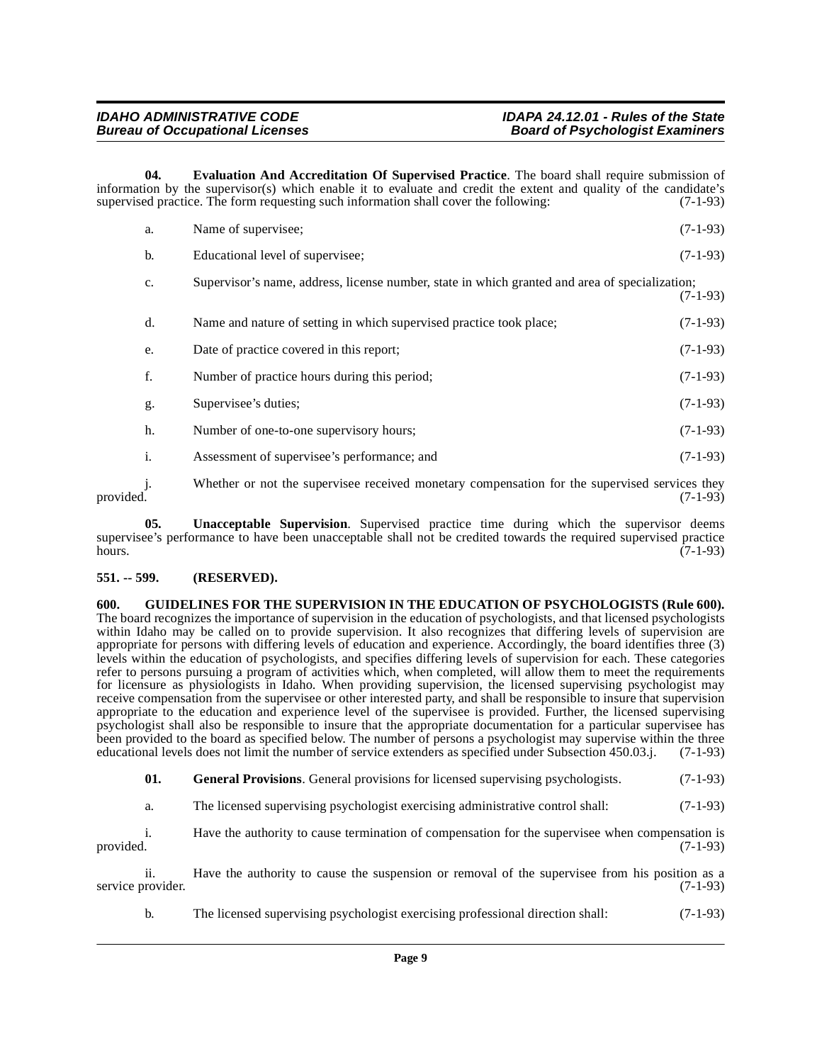**04. Evaluation And Accreditation Of Supervised Practice**. The board shall require submission of information by the supervisor(s) which enable it to evaluate and credit the extent and quality of the candidate's supervised practice. The form requesting such information shall cover the following: (7-1-93)

a. Name of supervisee; (7-1-93)

b. Educational level of supervisee; (7-1-93)

c. Supervisor's name, address, license number, state in which granted and area of specialization; (7-1-93)

d. Name and nature of setting in which supervised practice took place; (7-1-93)

e. Date of practice covered in this report; (7-1-93)

f. Number of practice hours during this period; (7-1-93)

g. Supervisee's duties; (7-1-93)

h. Number of one-to-one supervisory hours; (7-1-93)

i. Assessment of supervisee's performance; and (7-1-93)

j. Whether or not the supervisee received monetary compensation for the supervised services they provided. (7-1-93)

**05. Unacceptable Supervision**. Supervised practice time during which the supervisor deems supervisee's performance to have been unacceptable shall not be credited towards the required supervised practice hours. (7-1-93)

## 551. -- 599. (RESERVED).

## 600. GUIDELINES FOR THE SUPERVISION IN THE EDUCATION OF PSYCHOLOGISTS (Rule 600).

The board recognizes the importance of supervision in the education of psychologists, and that licensed psychologists within Idaho may be called on to provide supervision. It also recognizes that differing levels of supervision are appropriate for persons with differing levels of education and experience. Accordingly, the board identifies three (3) levels within the education of psychologists, and specifies differing levels of supervision for each. These categories refer to persons pursuing a program of activities which, when completed, will allow them to meet the requirements for licensure as physiologists in Idaho. When providing supervision, the licensed supervising psychologist may receive compensation from the supervisee or other interested party, and shall be responsible to insure that supervision appropriate to the education and experience level of the supervisee is provided. Further, the licensed supervising psychologist shall also be responsible to insure that the appropriate documentation for a particular supervisee has been provided to the board as specified below. The number of persons a psychologist may supervise within the three educational levels does not limit the number of service extenders as specified under Subsection 450.03.j. (7-1-93)

**01. General Provisions**. General provisions for licensed supervising psychologists. (7-1-93)

a. The licensed supervising psychologist exercising administrative control shall: (7-1-93)

i. Have the authority to cause termination of compensation for the supervisee when compensation is provided. (7-1-93)

ii. Have the authority to cause the suspension or removal of the supervisee from his position as a service provider. (7-1-93)

b. The licensed supervising psychologist exercising professional direction shall: (7-1-93)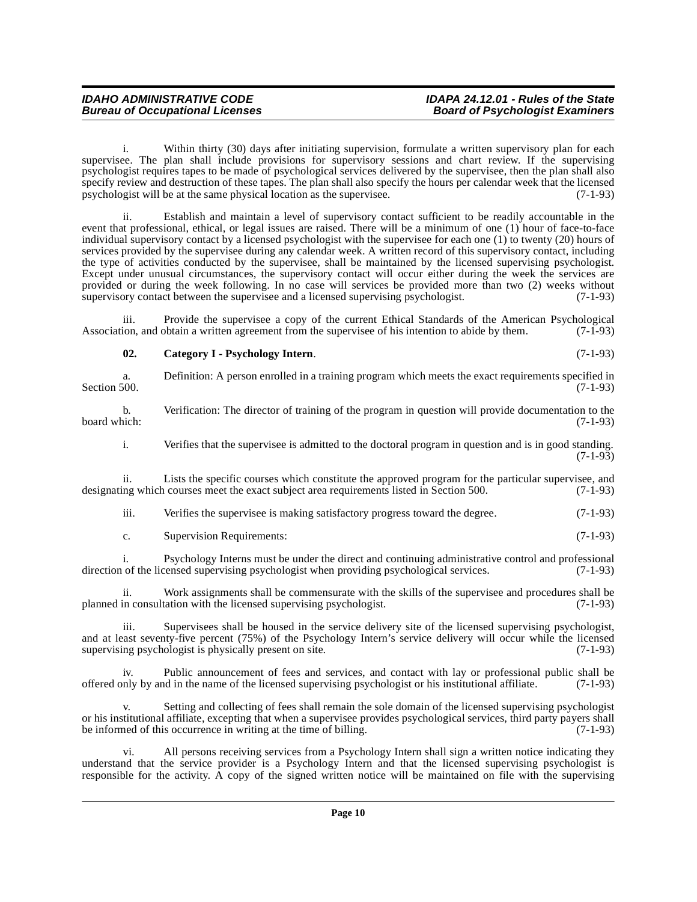i. Within thirty (30) days after initiating supervision, formulate a written supervisory plan for each supervisee. The plan shall include provisions for supervisory sessions and chart review. If the supervising psychologist requires tapes to be made of psychological services delivered by the supervisee, then the plan shall also specify review and destruction of these tapes. The plan shall also specify the hours per calendar week that the licensed psychologist will be at the same physical location as the supervisee. (7-1-93)

ii. Establish and maintain a level of supervisory contact sufficient to be readily accountable in the event that professional, ethical, or legal issues are raised. There will be a minimum of one (1) hour of face-to-face individual supervisory contact by a licensed psychologist with the supervisee for each one (1) to twenty (20) hours of services provided by the supervisee during any calendar week. A written record of this supervisory contact, including the type of activities conducted by the supervisee, shall be maintained by the licensed supervising psychologist. Except under unusual circumstances, the supervisory contact will occur either during the week the services are provided or during the week following. In no case will services be provided more than two (2) weeks without supervisory contact between the supervisee and a licensed supervising psychologist. (7-1-93)

iii. Provide the supervisee a copy of the current Ethical Standards of the American Psychological Association, and obtain a written agreement from the supervisee of his intention to abide by them. (7-1-93)

**02. Category I - Psychology Intern**. (7-1-93)

a. Definition: A person enrolled in a training program which meets the exact requirements specified in Section 500. (7-1-93)

b. Verification: The director of training of the program in question will provide documentation to the board which: (7-1-93)

i. Verifies that the supervisee is admitted to the doctoral program in question and is in good standing. (7-1-93)

ii. Lists the specific courses which constitute the approved program for the particular supervisee, and designating which courses meet the exact subject area requirements listed in Section 500. (7-1-93)

iii. Verifies the supervisee is making satisfactory progress toward the degree. (7-1-93)

c. Supervision Requirements: (7-1-93)

i. Psychology Interns must be under the direct and continuing administrative control and professional direction of the licensed supervising psychologist when providing psychological services. (7-1-93)

ii. Work assignments shall be commensurate with the skills of the supervisee and procedures shall be planned in consultation with the licensed supervising psychologist. (7-1-93)

iii. Supervisees shall be housed in the service delivery site of the licensed supervising psychologist, and at least seventy-five percent (75%) of the Psychology Intern's service delivery will occur while the licensed supervising psychologist is physically present on site. (7-1-93)

iv. Public announcement of fees and services, and contact with lay or professional public shall be offered only by and in the name of the licensed supervising psychologist or his institutional affiliate. (7-1-93)

v. Setting and collecting of fees shall remain the sole domain of the licensed supervising psychologist or his institutional affiliate, excepting that when a supervisee provides psychological services, third party payers shall be informed of this occurrence in writing at the time of billing. (7-1-93)

vi. All persons receiving services from a Psychology Intern shall sign a written notice indicating they understand that the service provider is a Psychology Intern and that the licensed supervising psychologist is responsible for the activity. A copy of the signed written notice will be maintained on file with the supervising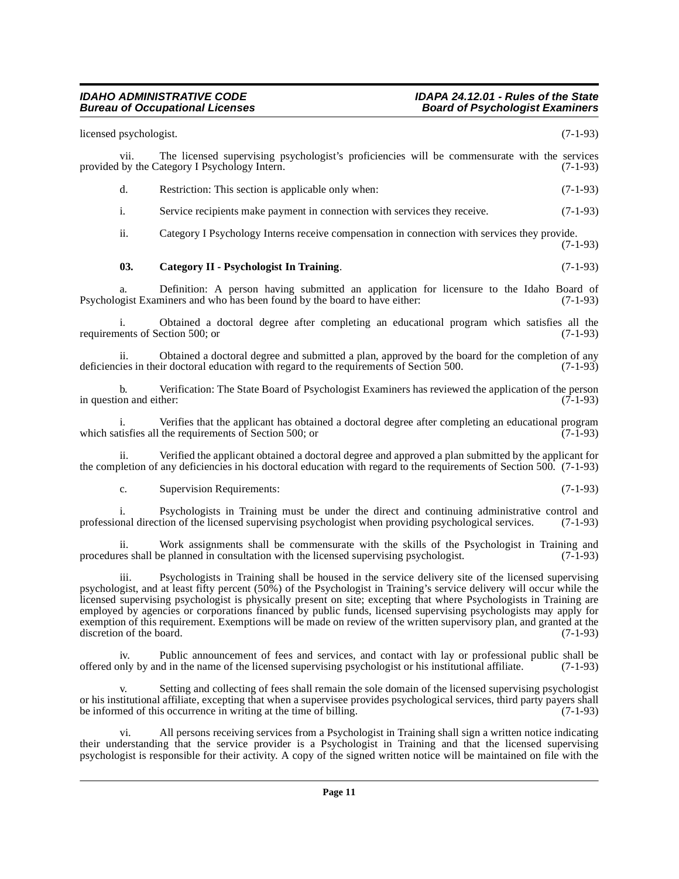licensed psychologist. (7-1-93)

vii. The licensed supervising psychologist's proficiencies will be commensurate with the services provided by the Category I Psychology Intern. (7-1-93)

d. Restriction: This section is applicable only when: (7-1-93)

i. Service recipients make payment in connection with services they receive. (7-1-93)

ii. Category I Psychology Interns receive compensation in connection with services they provide. (7-1-93)

**03. Category II - Psychologist In Training**. (7-1-93)

a. Definition: A person having submitted an application for licensure to the Idaho Board of Psychologist Examiners and who has been found by the board to have either: (7-1-93)

i. Obtained a doctoral degree after completing an educational program which satisfies all the requirements of Section 500; or (7-1-93)

ii. Obtained a doctoral degree and submitted a plan, approved by the board for the completion of any deficiencies in their doctoral education with regard to the requirements of Section 500. (7-1-93)

b. Verification: The State Board of Psychologist Examiners has reviewed the application of the person in question and either: (7-1-93)

i. Verifies that the applicant has obtained a doctoral degree after completing an educational program which satisfies all the requirements of Section 500; or (7-1-93)

ii. Verified the applicant obtained a doctoral degree and approved a plan submitted by the applicant for the completion of any deficiencies in his doctoral education with regard to the requirements of Section 500. (7-1-93)

c. Supervision Requirements: (7-1-93)

i. Psychologists in Training must be under the direct and continuing administrative control and professional direction of the licensed supervising psychologist when providing psychological services. (7-1-93)

ii. Work assignments shall be commensurate with the skills of the Psychologist in Training and procedures shall be planned in consultation with the licensed supervising psychologist. (7-1-93)

iii. Psychologists in Training shall be housed in the service delivery site of the licensed supervising psychologist, and at least fifty percent (50%) of the Psychologist in Training's service delivery will occur while the licensed supervising psychologist is physically present on site; excepting that where Psychologists in Training are employed by agencies or corporations financed by public funds, licensed supervising psychologists may apply for exemption of this requirement. Exemptions will be made on review of the written supervisory plan, and granted at the discretion of the board. (7-1-93)

iv. Public announcement of fees and services, and contact with lay or professional public shall be offered only by and in the name of the licensed supervising psychologist or his institutional affiliate. (7-1-93)

v. Setting and collecting of fees shall remain the sole domain of the licensed supervising psychologist or his institutional affiliate, excepting that when a supervisee provides psychological services, third party payers shall be informed of this occurrence in writing at the time of billing. (7-1-93)

vi. All persons receiving services from a Psychologist in Training shall sign a written notice indicating their understanding that the service provider is a Psychologist in Training and that the licensed supervising psychologist is responsible for their activity. A copy of the signed written notice will be maintained on file with the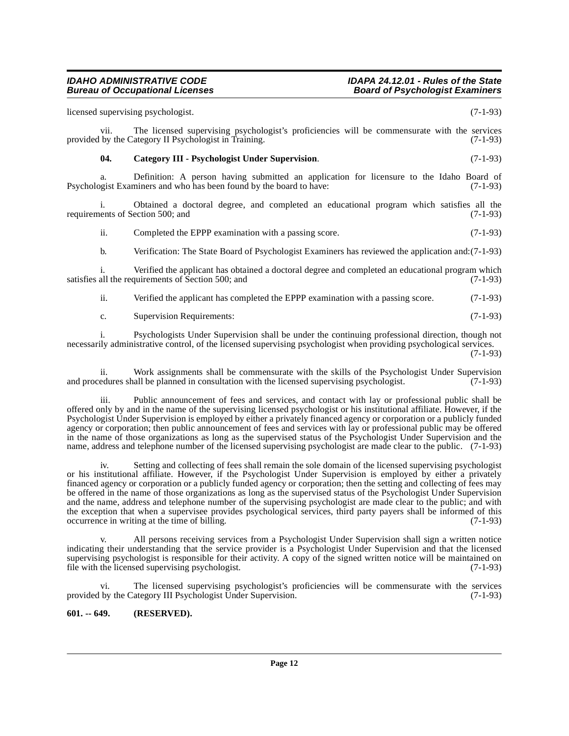licensed supervising psychologist. (7-1-93)

vii. The licensed supervising psychologist's proficiencies will be commensurate with the services provided by the Category II Psychologist in Training. (7-1-93)

**04. Category III - Psychologist Under Supervision**. (7-1-93)

a. Definition: A person having submitted an application for licensure to the Idaho Board of Psychologist Examiners and who has been found by the board to have: (7-1-93)

i. Obtained a doctoral degree, and completed an educational program which satisfies all the requirements of Section 500; and (7-1-93)

ii. Completed the EPPP examination with a passing score. (7-1-93)

b. Verification: The State Board of Psychologist Examiners has reviewed the application and:(7-1-93)

i. Verified the applicant has obtained a doctoral degree and completed an educational program which satisfies all the requirements of Section 500; and (7-1-93)

ii. Verified the applicant has completed the EPPP examination with a passing score. (7-1-93)

c. Supervision Requirements: (7-1-93)

i. Psychologists Under Supervision shall be under the continuing professional direction, though not necessarily administrative control, of the licensed supervising psychologist when providing psychological services. (7-1-93)

ii. Work assignments shall be commensurate with the skills of the Psychologist Under Supervision and procedures shall be planned in consultation with the licensed supervising psychologist. (7-1-93)

iii. Public announcement of fees and services, and contact with lay or professional public shall be offered only by and in the name of the supervising licensed psychologist or his institutional affiliate. However, if the Psychologist Under Supervision is employed by either a privately financed agency or corporation or a publicly funded agency or corporation; then public announcement of fees and services with lay or professional public may be offered in the name of those organizations as long as the supervised status of the Psychologist Under Supervision and the name, address and telephone number of the licensed supervising psychologist are made clear to the public. (7-1-93)

iv. Setting and collecting of fees shall remain the sole domain of the licensed supervising psychologist or his institutional affiliate. However, if the Psychologist Under Supervision is employed by either a privately financed agency or corporation or a publicly funded agency or corporation; then the setting and collecting of fees may be offered in the name of those organizations as long as the supervised status of the Psychologist Under Supervision and the name, address and telephone number of the supervising psychologist are made clear to the public; and with the exception that when a supervisee provides psychological services, third party payers shall be informed of this occurrence in writing at the time of billing. (7-1-93)

v. All persons receiving services from a Psychologist Under Supervision shall sign a written notice indicating their understanding that the service provider is a Psychologist Under Supervision and that the licensed supervising psychologist is responsible for their activity. A copy of the signed written notice will be maintained on file with the licensed supervising psychologist. (7-1-93)

vi. The licensed supervising psychologist's proficiencies will be commensurate with the services provided by the Category III Psychologist Under Supervision. (7-1-93)

**601. -- 649. (RESERVED).**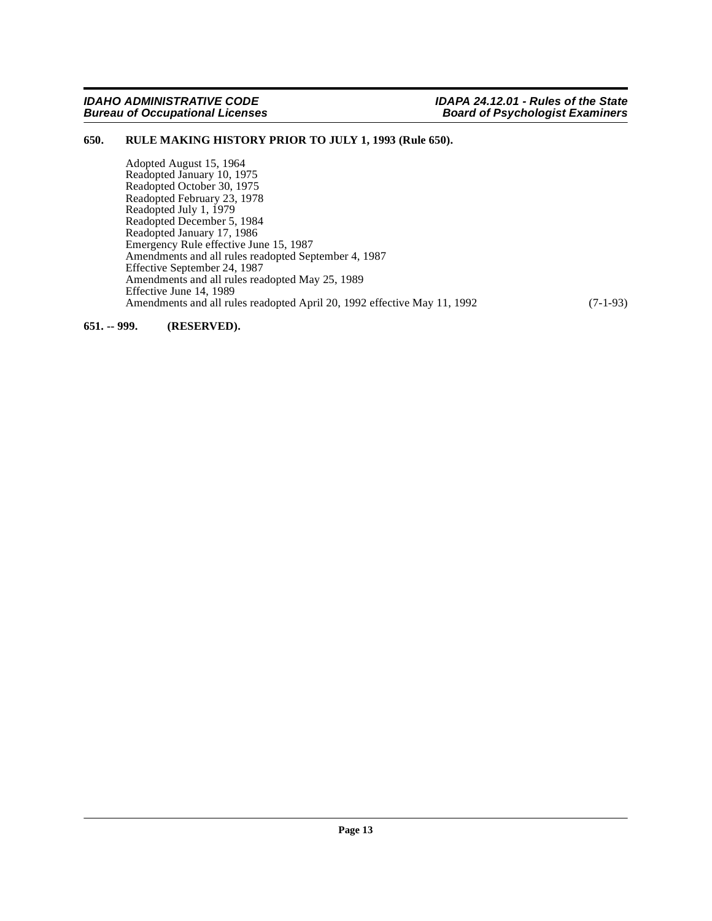**650. RULE MAKING HISTORY PRIOR TO JULY 1, 1993 (Rule 650).**

Adopted August 15, 1964
Readopted January 10, 1975
Readopted October 30, 1975
Readopted February 23, 1978
Readopted July 1, 1979
Readopted December 5, 1984
Readopted January 17, 1986
Emergency Rule effective June 15, 1987
Amendments and all rules readopted September 4, 1987
Effective September 24, 1987
Amendments and all rules readopted May 25, 1989
Effective June 14, 1989
Amendments and all rules readopted April 20, 1992 effective May 11, 1992 (7-1-93)

**651. -- 999. (RESERVED).**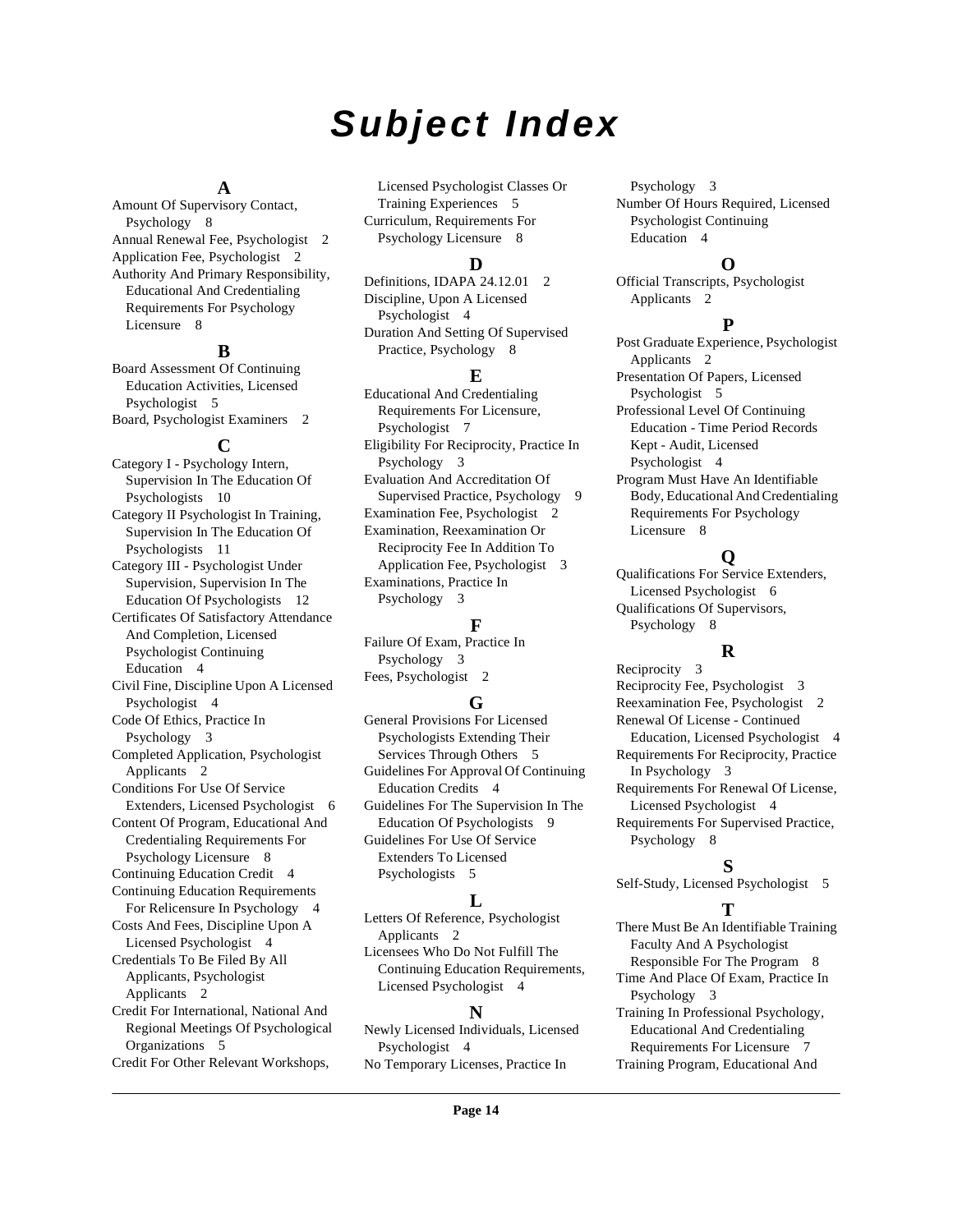# Subject Index

**A**

Amount Of Supervisory Contact, Psychology 8
Annual Renewal Fee, Psychologist 2
Application Fee, Psychologist 2
Authority And Primary Responsibility, Educational And Credentialing Requirements For Psychology Licensure 8

**B**

Board Assessment Of Continuing Education Activities, Licensed Psychologist 5
Board, Psychologist Examiners 2

**C**

Category I - Psychology Intern, Supervision In The Education Of Psychologists 10
Category II Psychologist In Training, Supervision In The Education Of Psychologists 11
Category III - Psychologist Under Supervision, Supervision In The Education Of Psychologists 12
Certificates Of Satisfactory Attendance And Completion, Licensed Psychologist Continuing Education 4
Civil Fine, Discipline Upon A Licensed Psychologist 4
Code Of Ethics, Practice In Psychology 3
Completed Application, Psychologist Applicants 2
Conditions For Use Of Service Extenders, Licensed Psychologist 6
Content Of Program, Educational And Credentialing Requirements For Psychology Licensure 8
Continuing Education Credit 4
Continuing Education Requirements For Relicensure In Psychology 4
Costs And Fees, Discipline Upon A Licensed Psychologist 4
Credentials To Be Filed By All Applicants, Psychologist Applicants 2
Credit For International, National And Regional Meetings Of Psychological Organizations 5
Credit For Other Relevant Workshops, Licensed Psychologist Classes Or Training Experiences 5
Curriculum, Requirements For Psychology Licensure 8

**D**

Definitions, IDAPA 24.12.01 2
Discipline, Upon A Licensed Psychologist 4
Duration And Setting Of Supervised Practice, Psychology 8

**E**

Educational And Credentialing Requirements For Licensure, Psychologist 7
Eligibility For Reciprocity, Practice In Psychology 3
Evaluation And Accreditation Of Supervised Practice, Psychology 9
Examination Fee, Psychologist 2
Examination, Reexamination Or Reciprocity Fee In Addition To Application Fee, Psychologist 3
Examinations, Practice In Psychology 3

**F**

Failure Of Exam, Practice In Psychology 3
Fees, Psychologist 2

**G**

General Provisions For Licensed Psychologists Extending Their Services Through Others 5
Guidelines For Approval Of Continuing Education Credits 4
Guidelines For The Supervision In The Education Of Psychologists 9
Guidelines For Use Of Service Extenders To Licensed Psychologists 5

**L**

Letters Of Reference, Psychologist Applicants 2
Licensees Who Do Not Fulfill The Continuing Education Requirements, Licensed Psychologist 4

**N**

Newly Licensed Individuals, Licensed Psychologist 4
No Temporary Licenses, Practice In Psychology 3
Number Of Hours Required, Licensed Psychologist Continuing Education 4

**O**

Official Transcripts, Psychologist Applicants 2

**P**

Post Graduate Experience, Psychologist Applicants 2
Presentation Of Papers, Licensed Psychologist 5
Professional Level Of Continuing Education - Time Period Records Kept - Audit, Licensed Psychologist 4
Program Must Have An Identifiable Body, Educational And Credentialing Requirements For Psychology Licensure 8

**Q**

Qualifications For Service Extenders, Licensed Psychologist 6
Qualifications Of Supervisors, Psychology 8

**R**

Reciprocity 3
Reciprocity Fee, Psychologist 3
Reexamination Fee, Psychologist 2
Renewal Of License - Continued Education, Licensed Psychologist 4
Requirements For Reciprocity, Practice In Psychology 3
Requirements For Renewal Of License, Licensed Psychologist 4
Requirements For Supervised Practice, Psychology 8

**S**

Self-Study, Licensed Psychologist 5

**T**

There Must Be An Identifiable Training Faculty And A Psychologist Responsible For The Program 8
Time And Place Of Exam, Practice In Psychology 3
Training In Professional Psychology, Educational And Credentialing Requirements For Licensure 7
Training Program, Educational And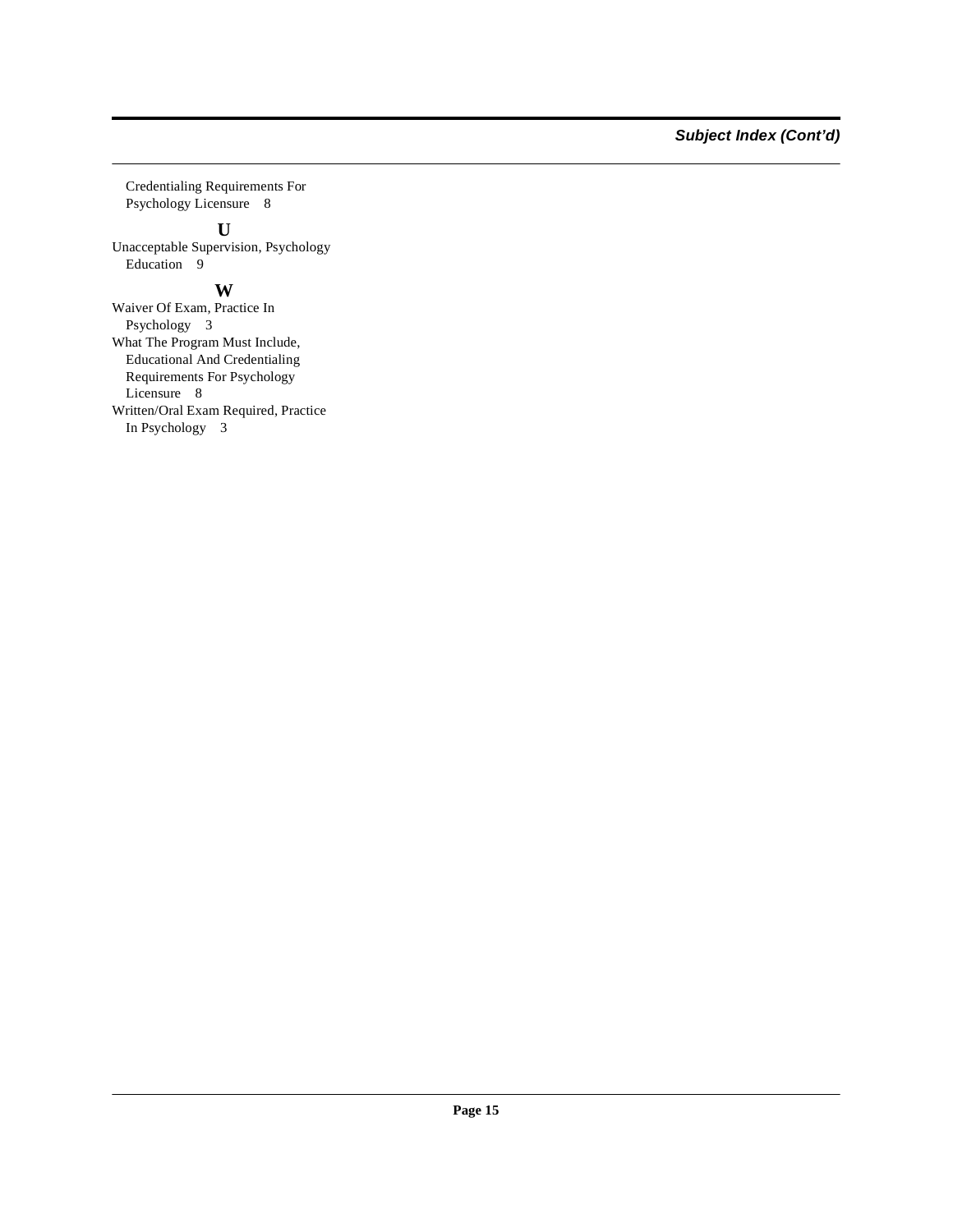Credentialing Requirements For Psychology Licensure 8

### U

Unacceptable Supervision, Psychology Education 9

### W

Waiver Of Exam, Practice In Psychology 3

What The Program Must Include, Educational And Credentialing Requirements For Psychology Licensure 8

Written/Oral Exam Required, Practice In Psychology 3